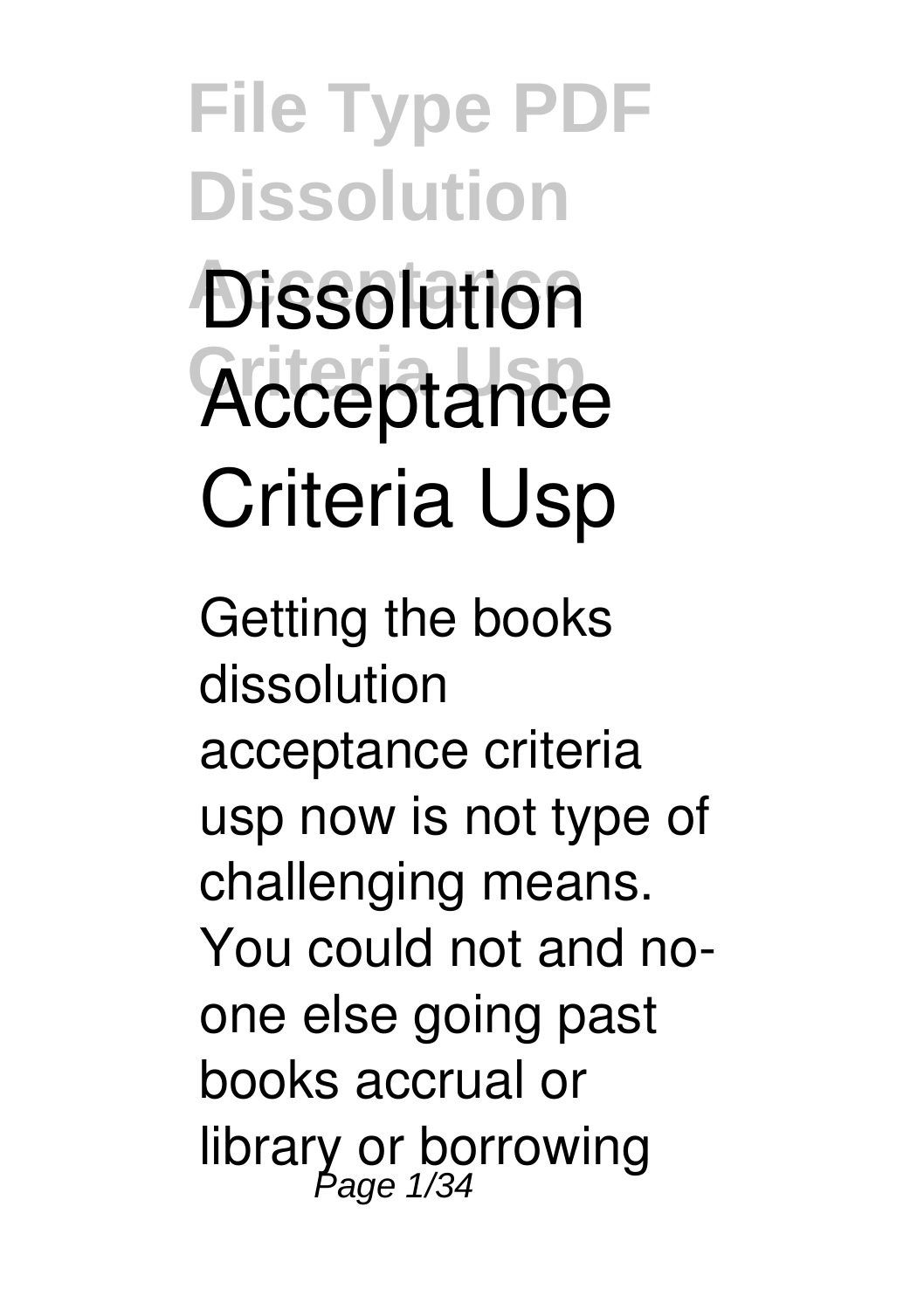# Dissolution Acceptance Criteria Usp

Getting the books **dissolution acceptance criteria usp** now is not type of challenging means. You could not and no-one else going past books accrual or library or borrowing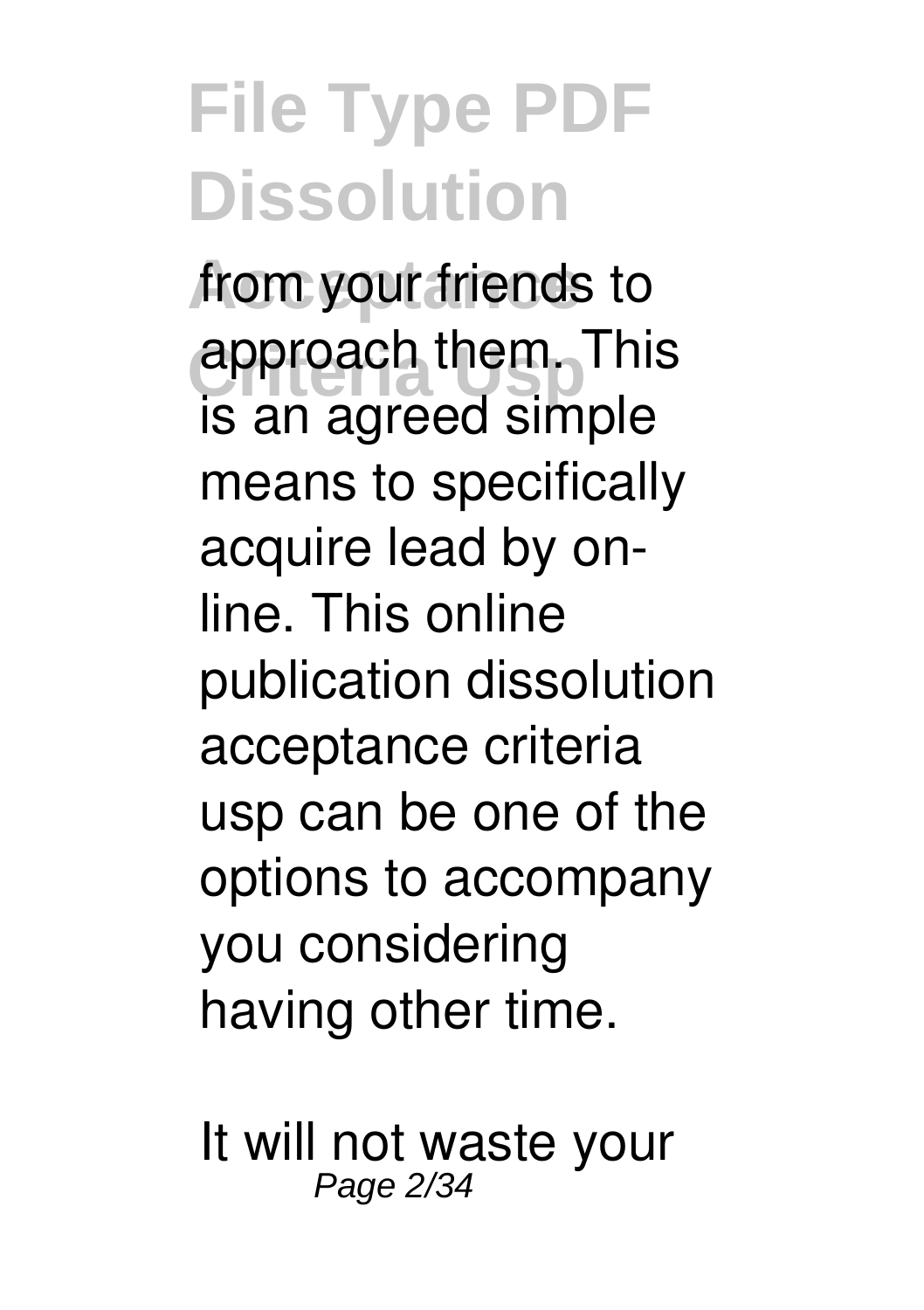from your friends to approach them. This is an agreed simple means to specifically acquire lead by on-line. This online publication dissolution acceptance criteria usp can be one of the options to accompany you considering having other time.

It will not waste your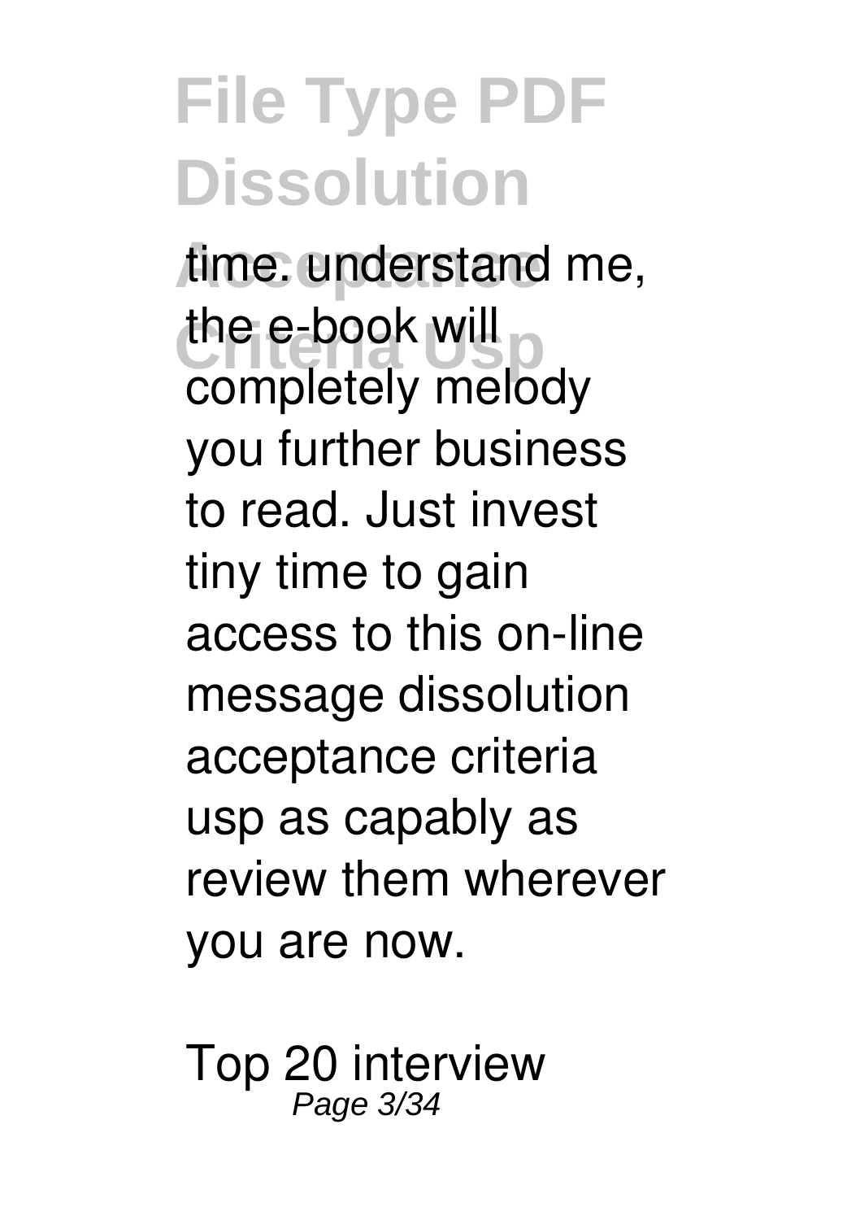time. understand me, the e-book will completely melody you further business to read. Just invest tiny time to gain access to this on-line message dissolution acceptance criteria usp as capably as review them wherever you are now.

Top 20 interview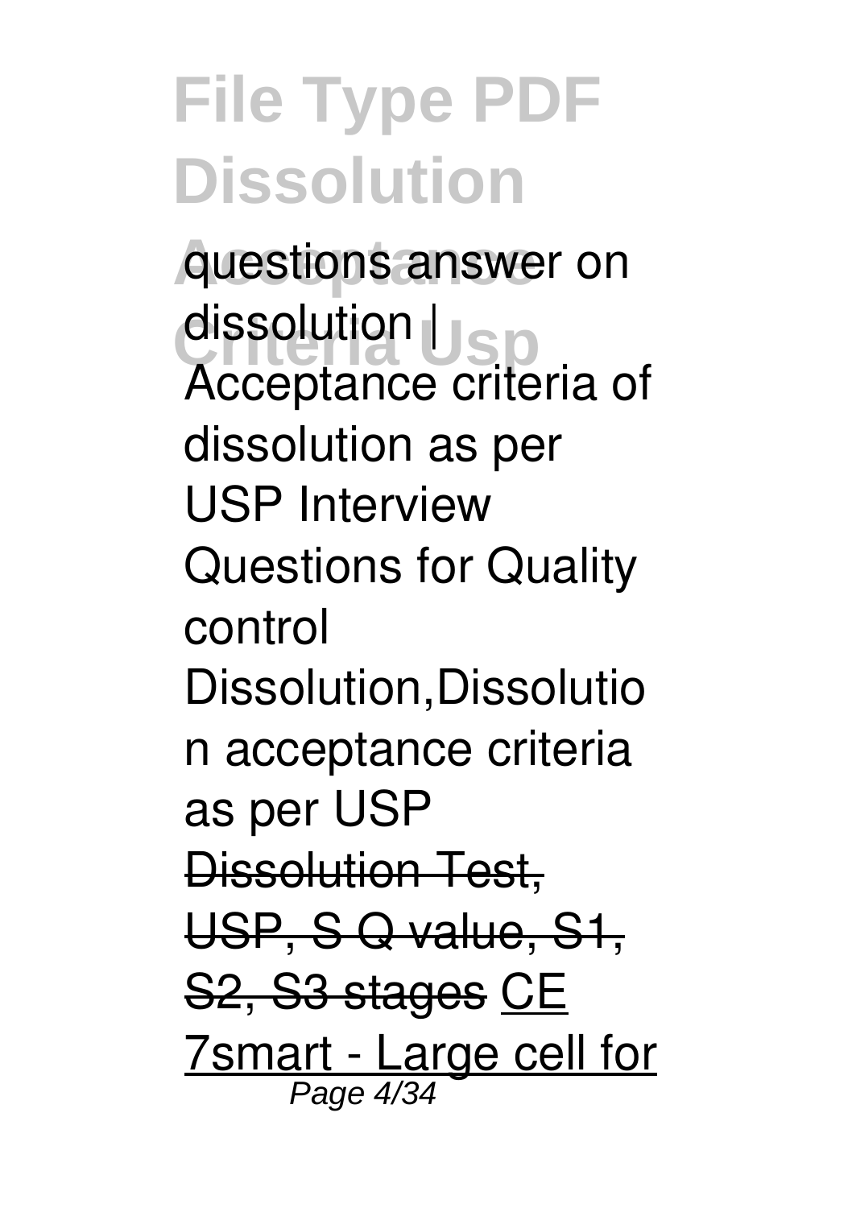questions answer on dissolution | Acceptance criteria of dissolution as per USP Interview Questions for Quality control Dissolution,Dissolution acceptance criteria as per USP ~~Dissolution Test, USP, S Q value, S1, S2, S3 stages~~ CE 7smart - Large cell for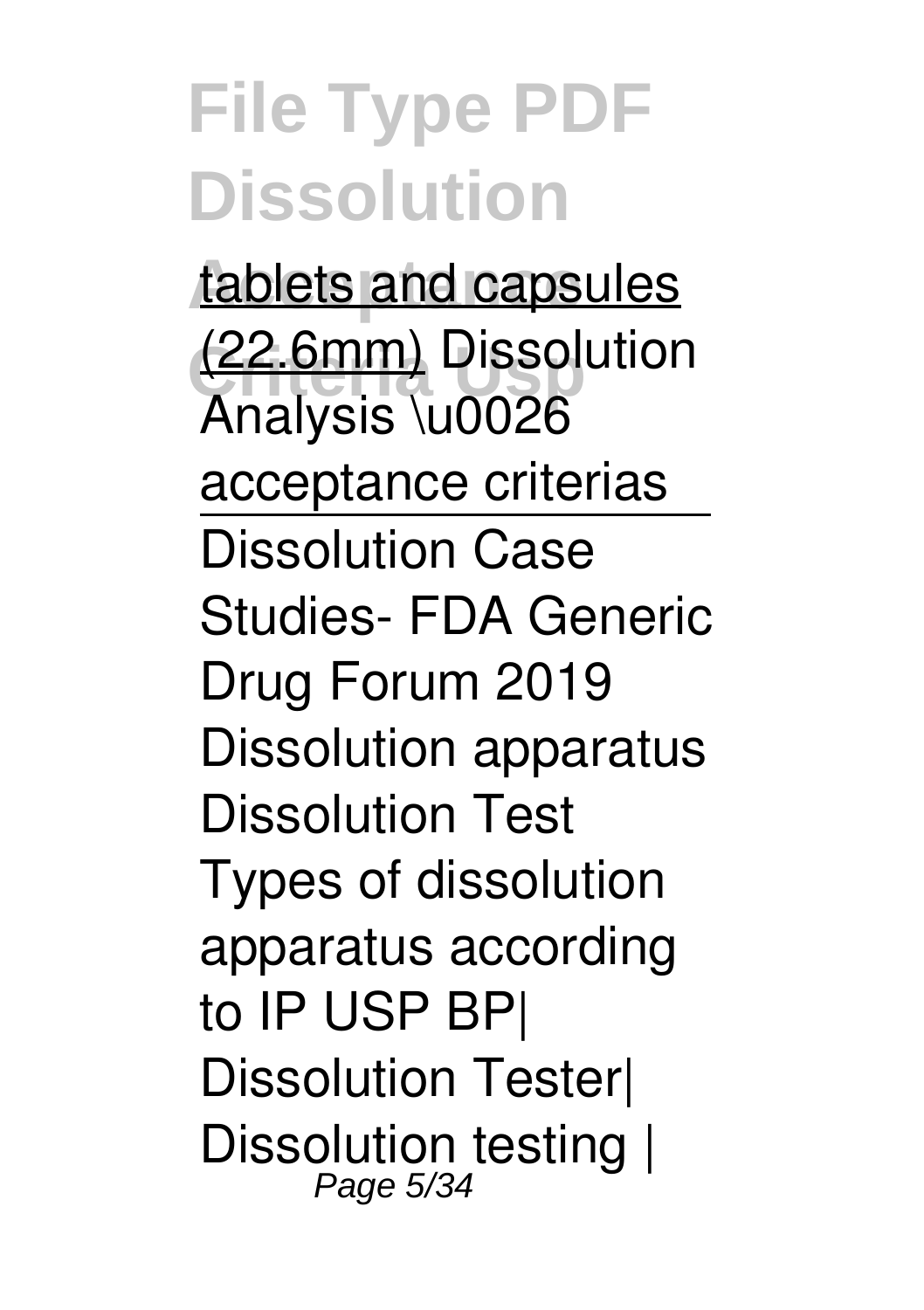tablets and capsules (22.6mm) Dissolution Analysis \u0026 acceptance criterias

Dissolution Case Studies- FDA Generic Drug Forum 2019 Dissolution apparatus Dissolution Test Types of dissolution apparatus according to IP USP BP| Dissolution Tester| Dissolution testing |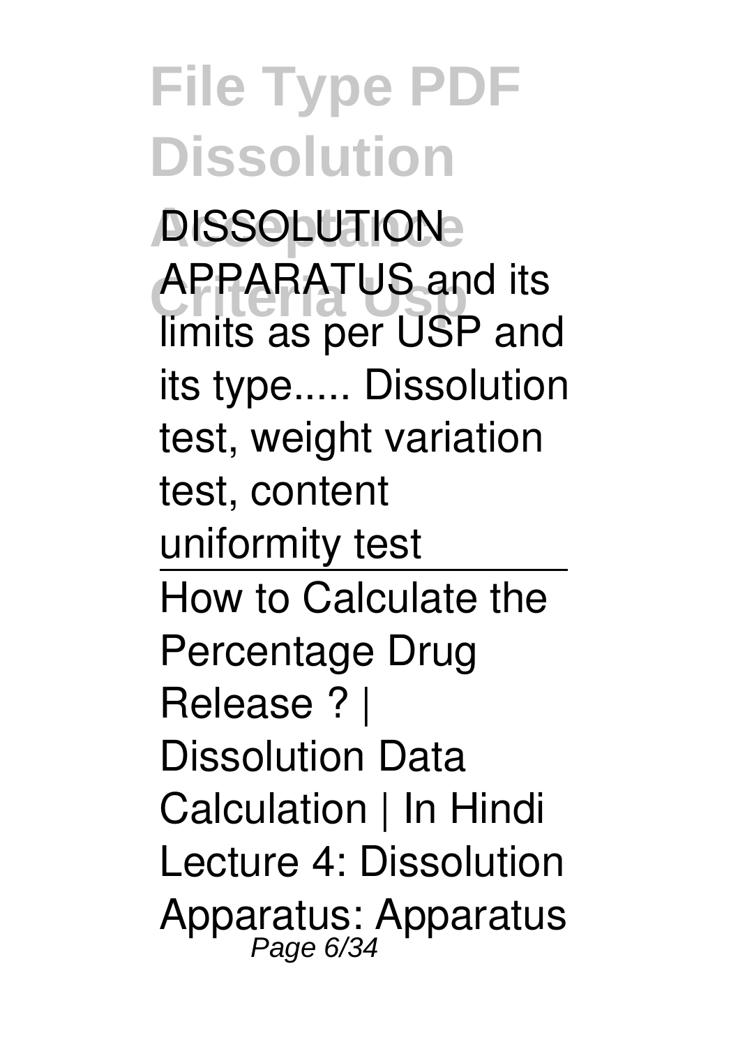DISSOLUTION APPARATUS and its limits as per USP and its type..... Dissolution test, weight variation test, content uniformity test

How to Calculate the Percentage Drug Release ? | Dissolution Data Calculation | In Hindi

Lecture 4: Dissolution Apparatus: Apparatus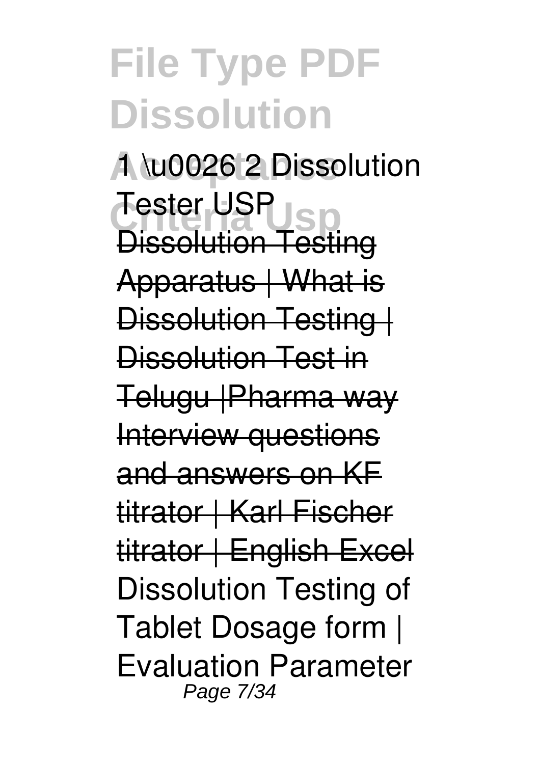1 \u0026 2 Dissolution Tester USP Dissolution Testing Apparatus | What is Dissolution Testing | Dissolution Test in Telugu |Pharma way Interview questions and answers on KF titrator | Karl Fischer titrator | English Excel Dissolution Testing of Tablet Dosage form | Evaluation Parameter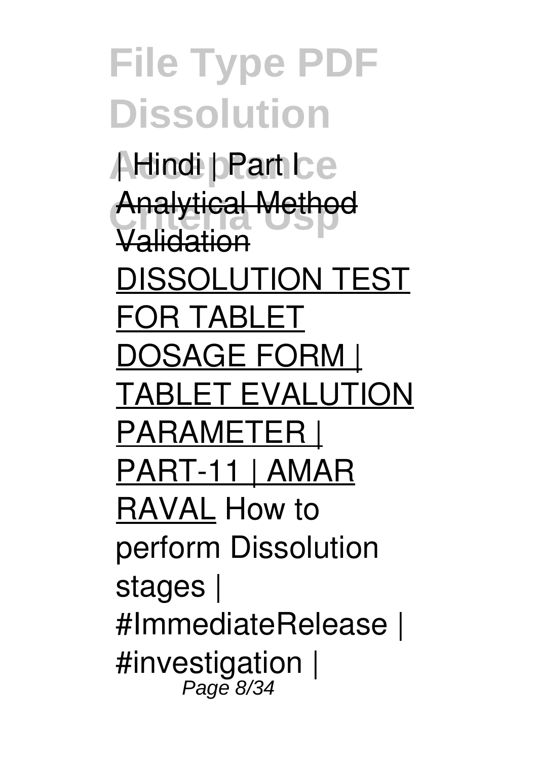| Hindi | Part I

~~Analytical Method Validation~~

DISSOLUTION TEST FOR TABLET DOSAGE FORM | TABLET EVALUTION PARAMETER | PART-11 | AMAR RAVAL How to perform Dissolution stages | #ImmediateRelease | #investigation |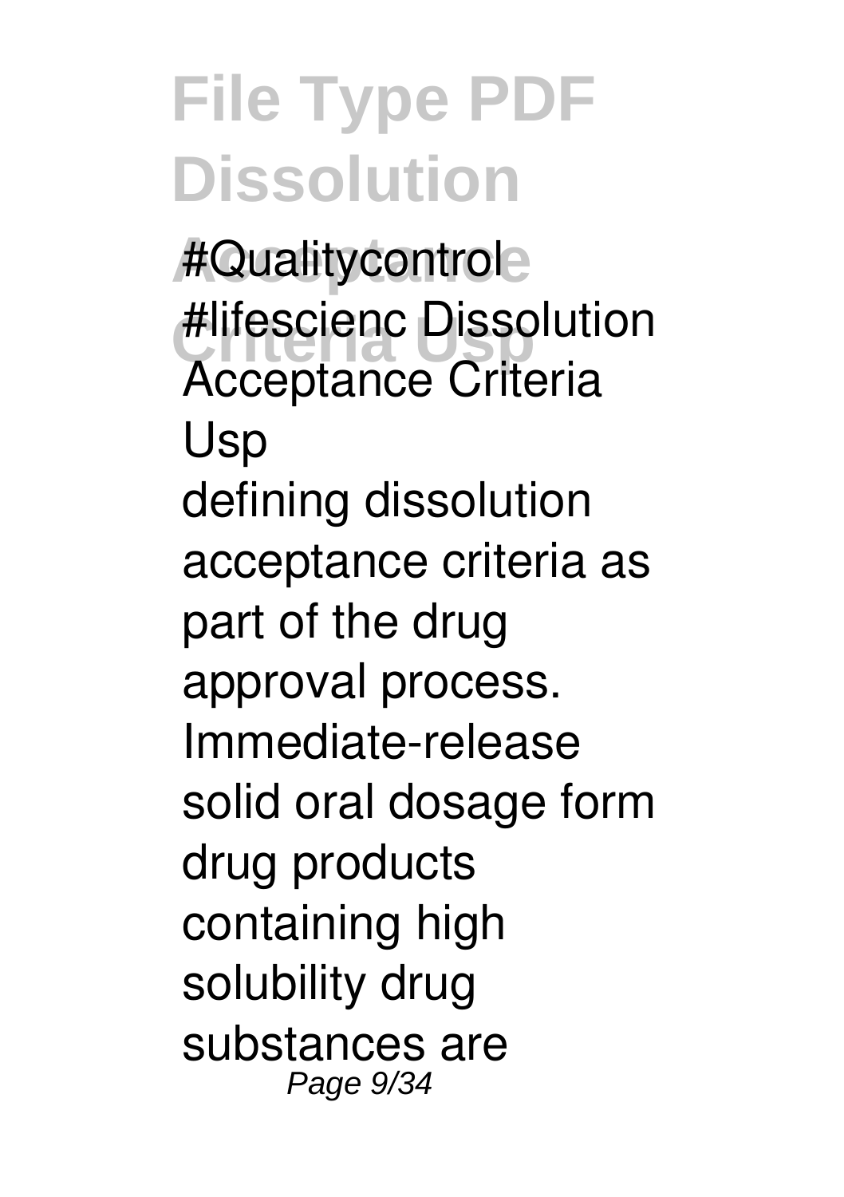#Qualitycontrol #lifescienc Dissolution Acceptance Criteria Usp

defining dissolution acceptance criteria as part of the drug approval process. Immediate-release solid oral dosage form drug products containing high solubility drug substances are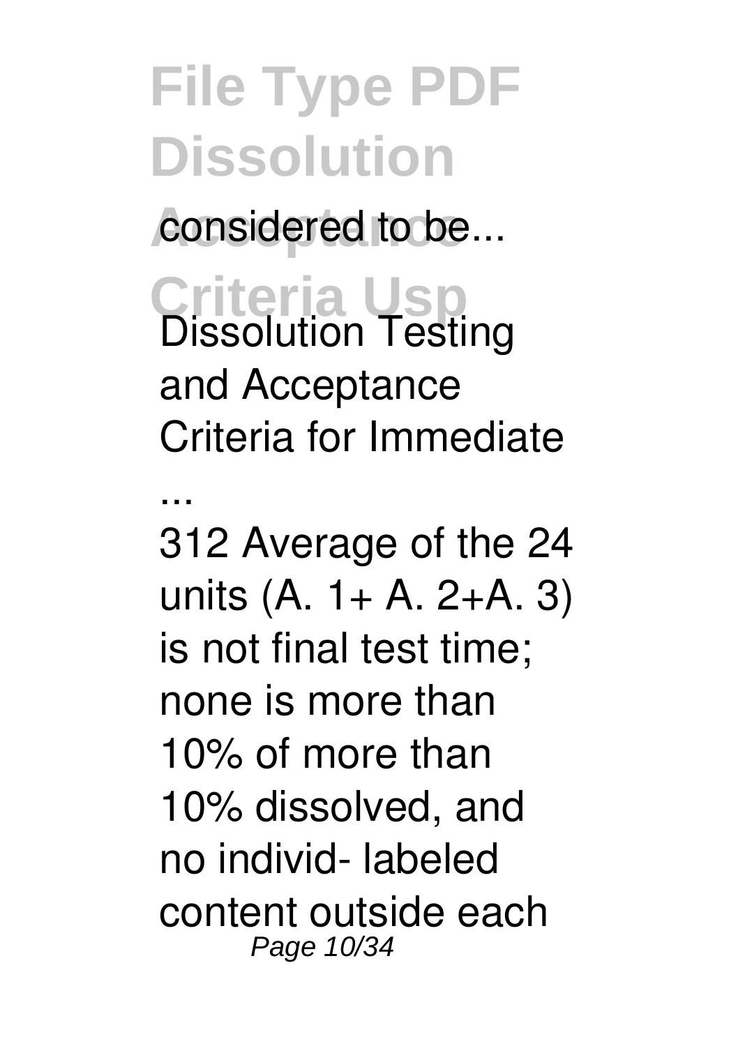considered to be...

Dissolution Testing and Acceptance Criteria for Immediate ...

312 Average of the 24 units (A. 1+ A. 2+A. 3) is not final test time; none is more than 10% of more than 10% dissolved, and no individ- labeled content outside each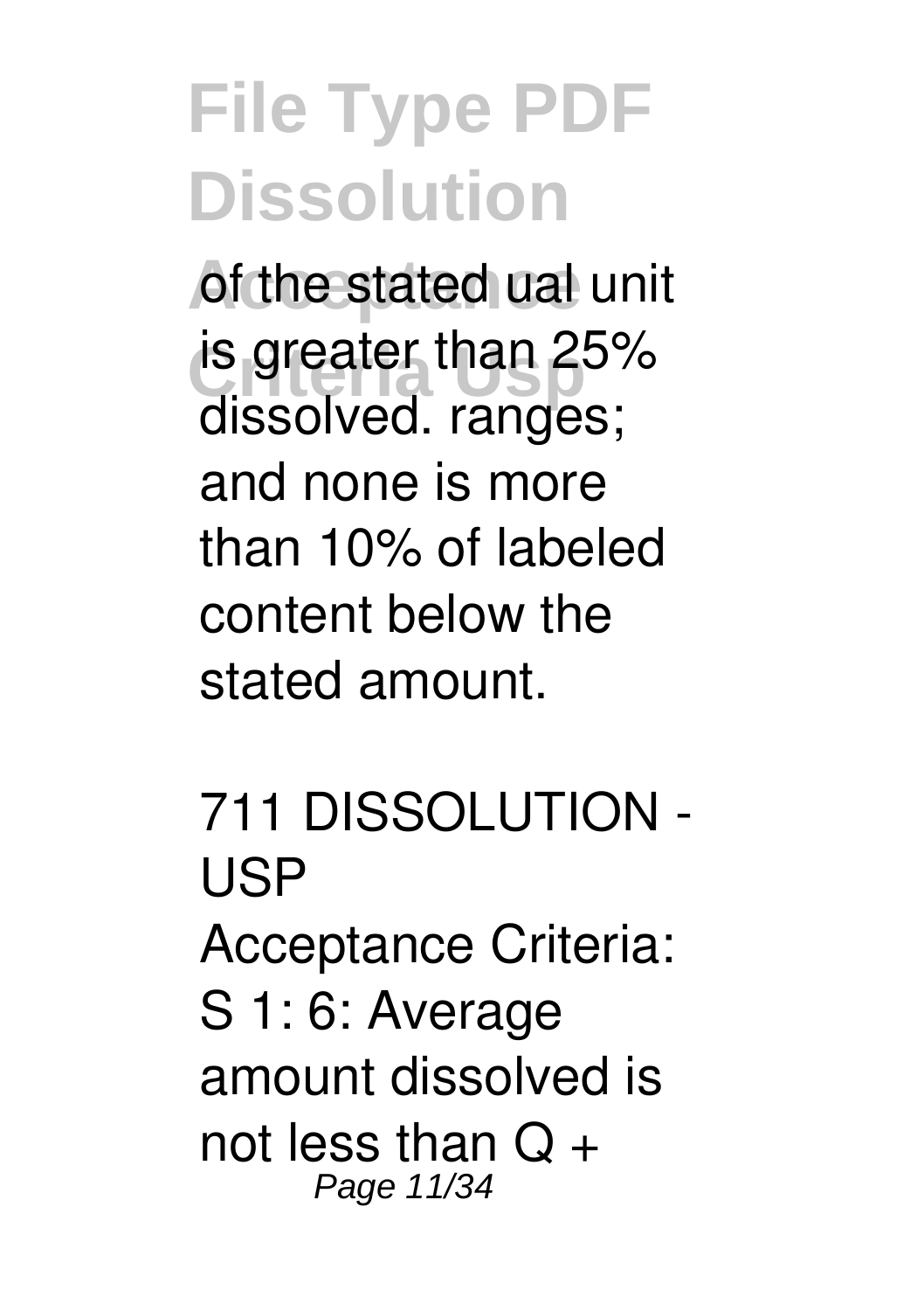of the stated ual unit is greater than 25% dissolved. ranges; and none is more than 10% of labeled content below the stated amount.

## 711 DISSOLUTION - USP

Acceptance Criteria: S 1: 6: Average amount dissolved is not less than Q +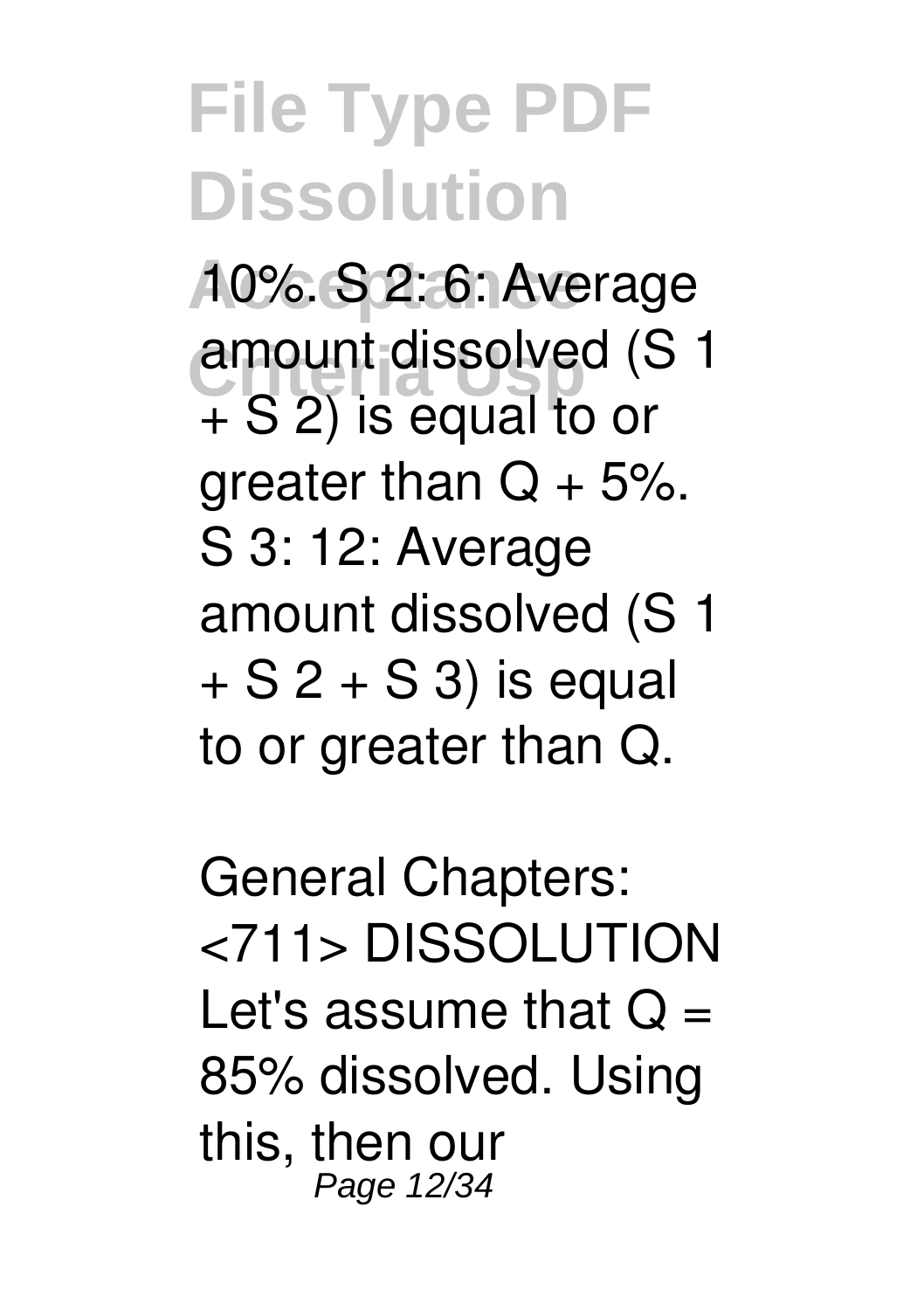10%. S 2: 6: Average amount dissolved (S 1 + S 2) is equal to or greater than Q + 5%. S 3: 12: Average amount dissolved (S 1 + S 2 + S 3) is equal to or greater than Q.

General Chapters: <711> DISSOLUTION Let's assume that Q = 85% dissolved. Using this, then our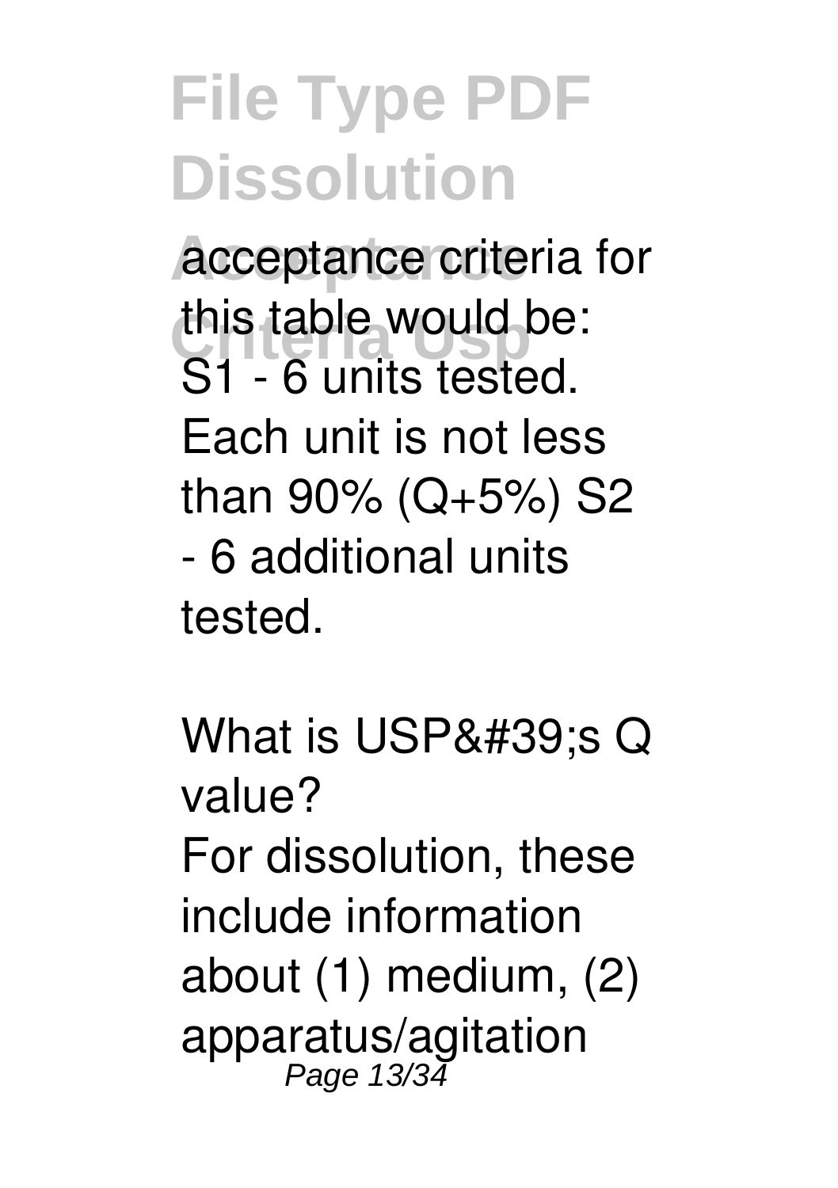acceptance criteria for this table would be: S1 - 6 units tested. Each unit is not less than 90% (Q+5%) S2 - 6 additional units tested.

What is USP&#39;s Q value?

For dissolution, these include information about (1) medium, (2) apparatus/agitation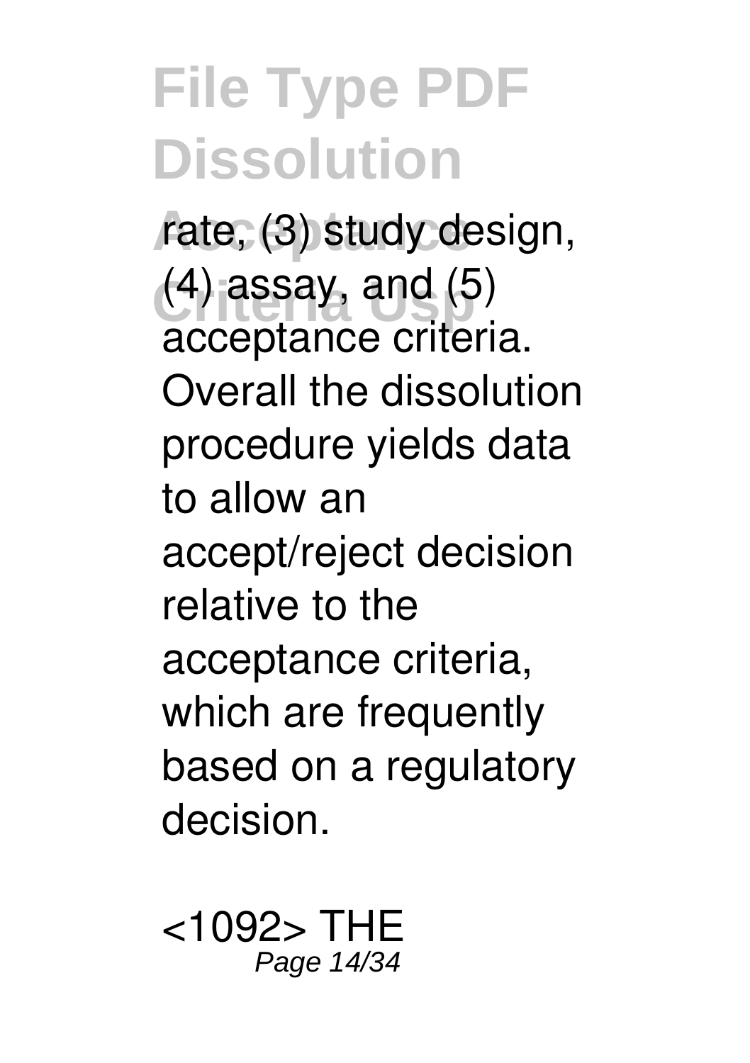rate, (3) study design, (4) assay, and (5) acceptance criteria. Overall the dissolution procedure yields data to allow an accept/reject decision relative to the acceptance criteria, which are frequently based on a regulatory decision.

<1092> THE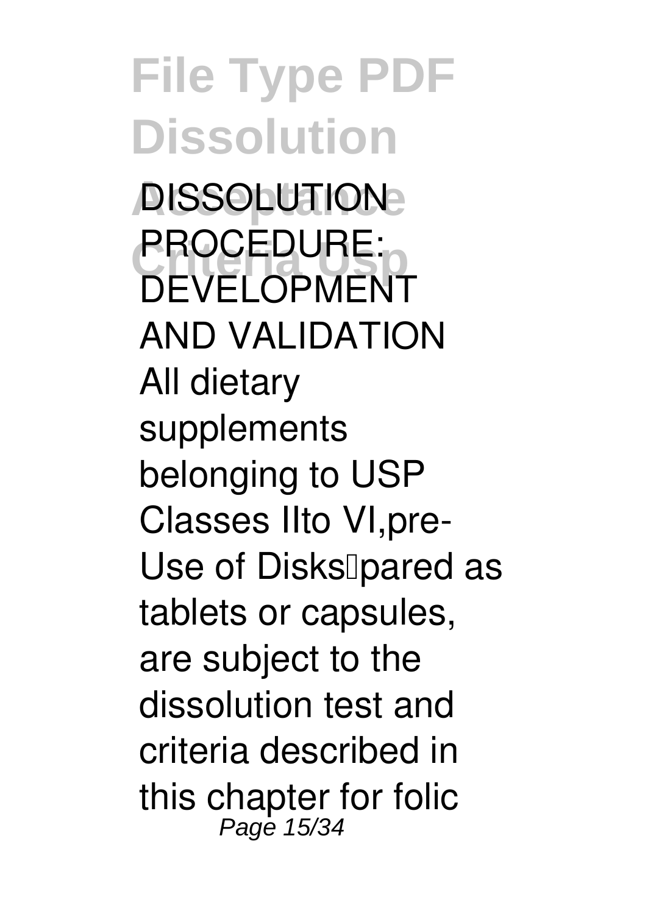DISSOLUTION PROCEDURE: DEVELOPMENT AND VALIDATION

All dietary supplements belonging to USP Classes IIto VI,pre- Use of Disks�pared as tablets or capsules, are subject to the dissolution test and criteria described in this chapter for folic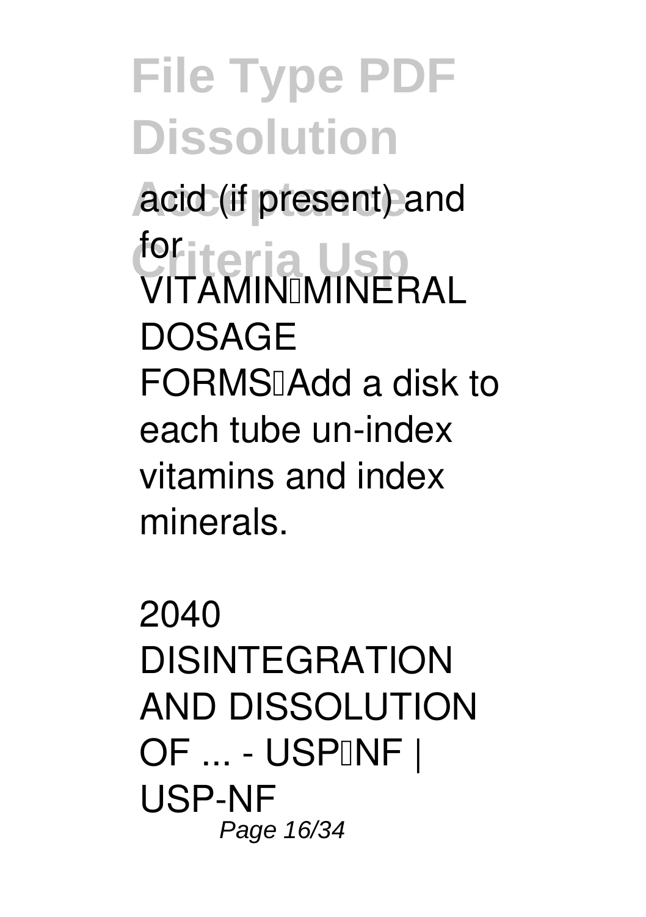acid (if present) and for VITAMIN–MINERAL DOSAGE FORMS—Add a disk to each tube un-index vitamins and index minerals.

2040 DISINTEGRATION AND DISSOLUTION OF ... - USP–NF | USP-NF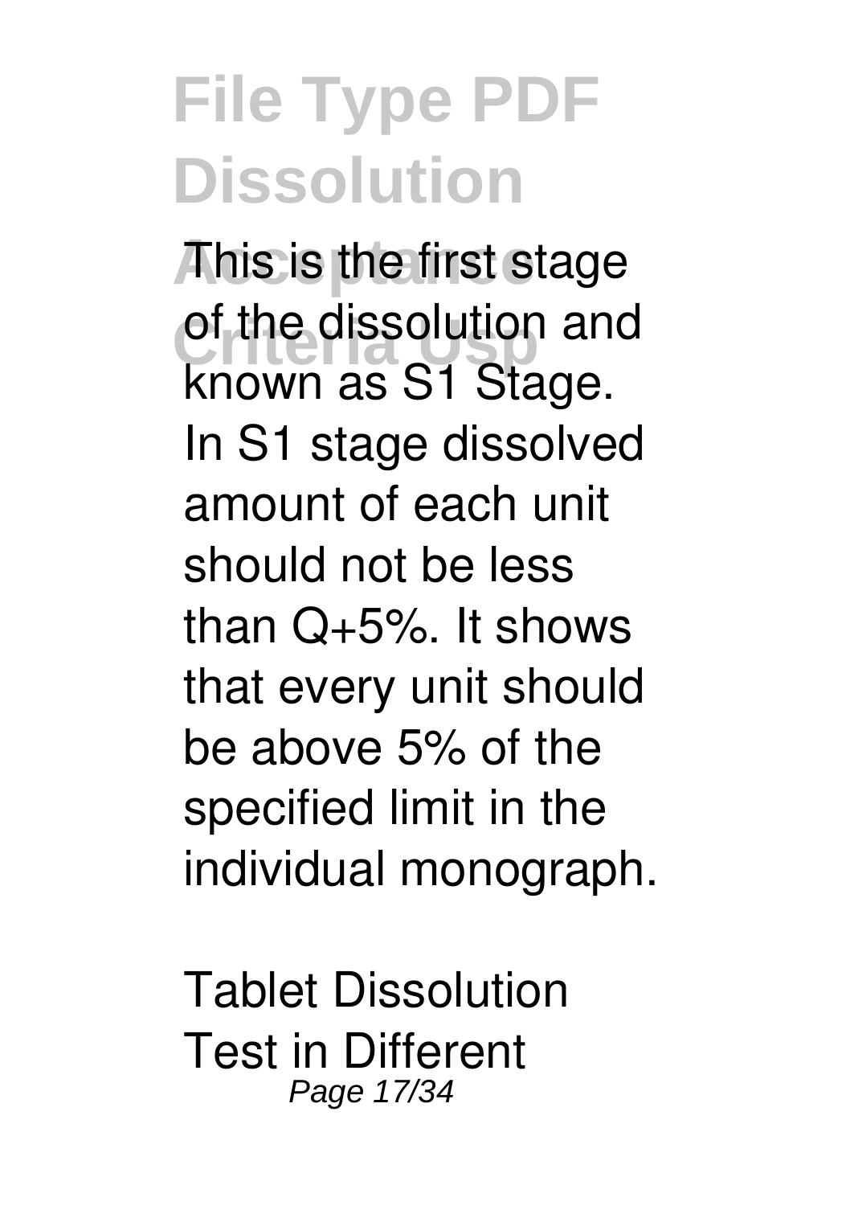This is the first stage of the dissolution and known as S1 Stage. In S1 stage dissolved amount of each unit should not be less than Q+5%. It shows that every unit should be above 5% of the specified limit in the individual monograph.

Tablet Dissolution Test in Different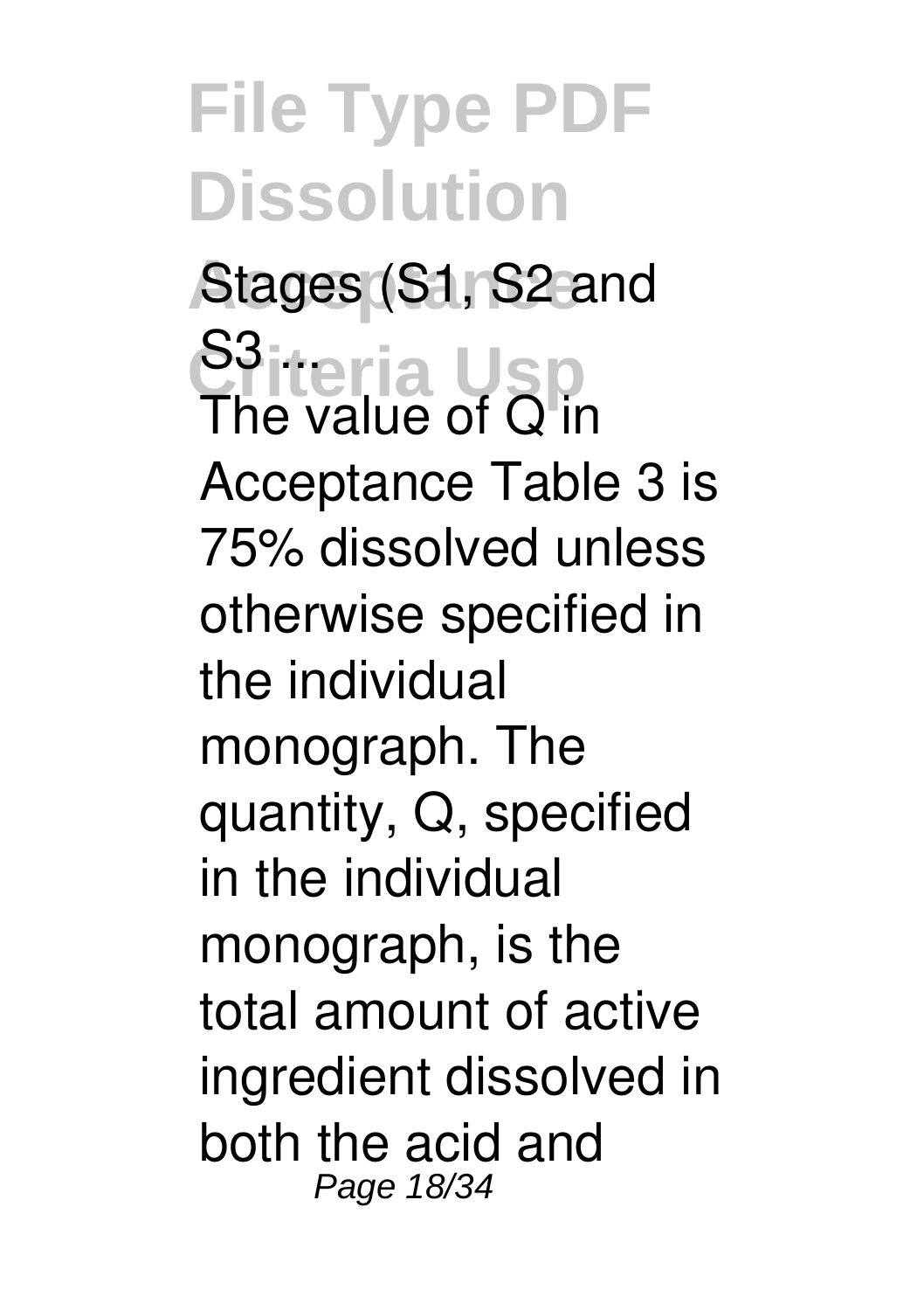**Stages (S1, S2 and S3 ...**

The value of Q in Acceptance Table 3 is 75% dissolved unless otherwise specified in the individual monograph. The quantity, Q, specified in the individual monograph, is the total amount of active ingredient dissolved in both the acid and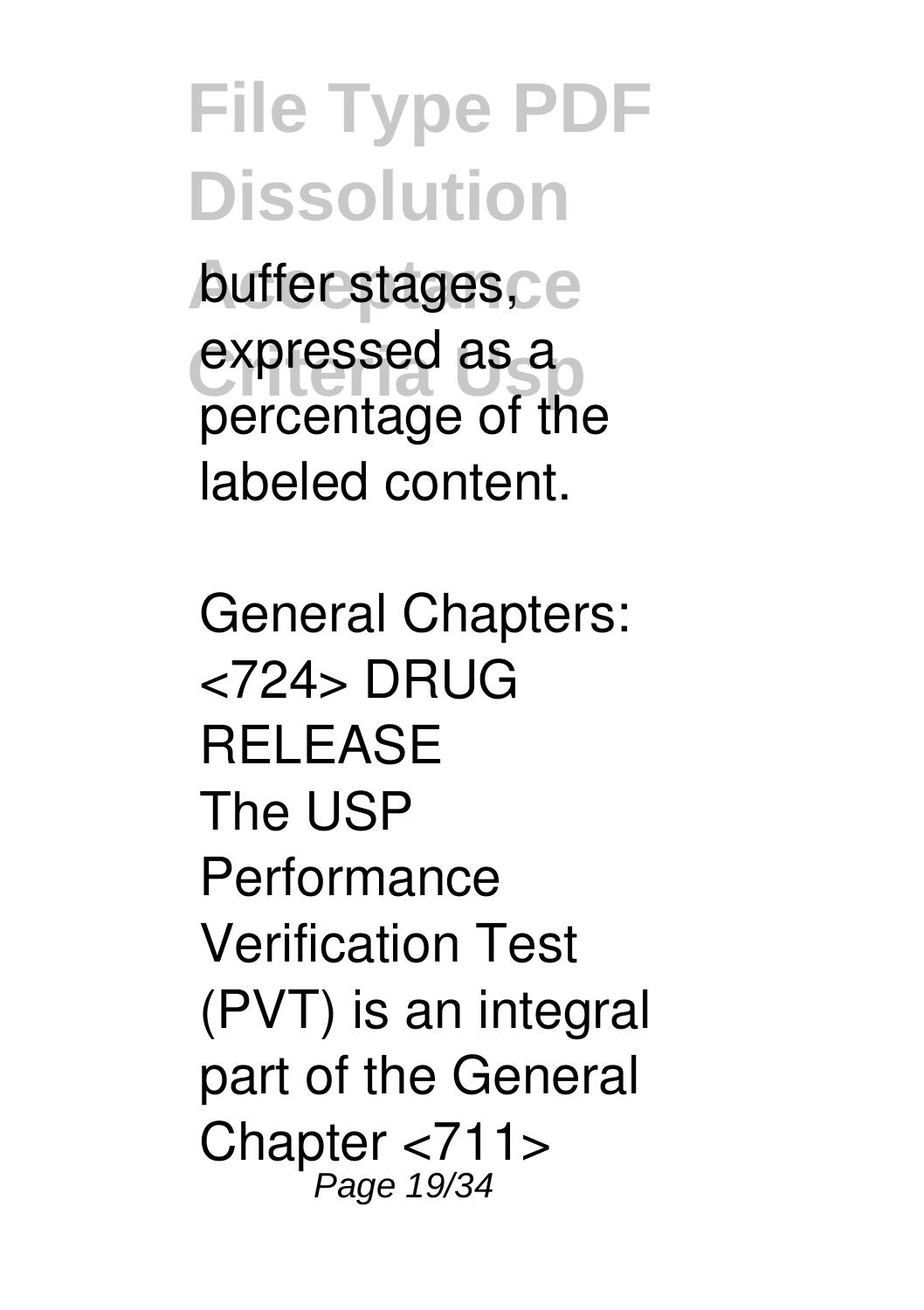buffer stages, expressed as a percentage of the labeled content.

General Chapters: <724> DRUG RELEASE
The USP Performance Verification Test (PVT) is an integral part of the General Chapter <711>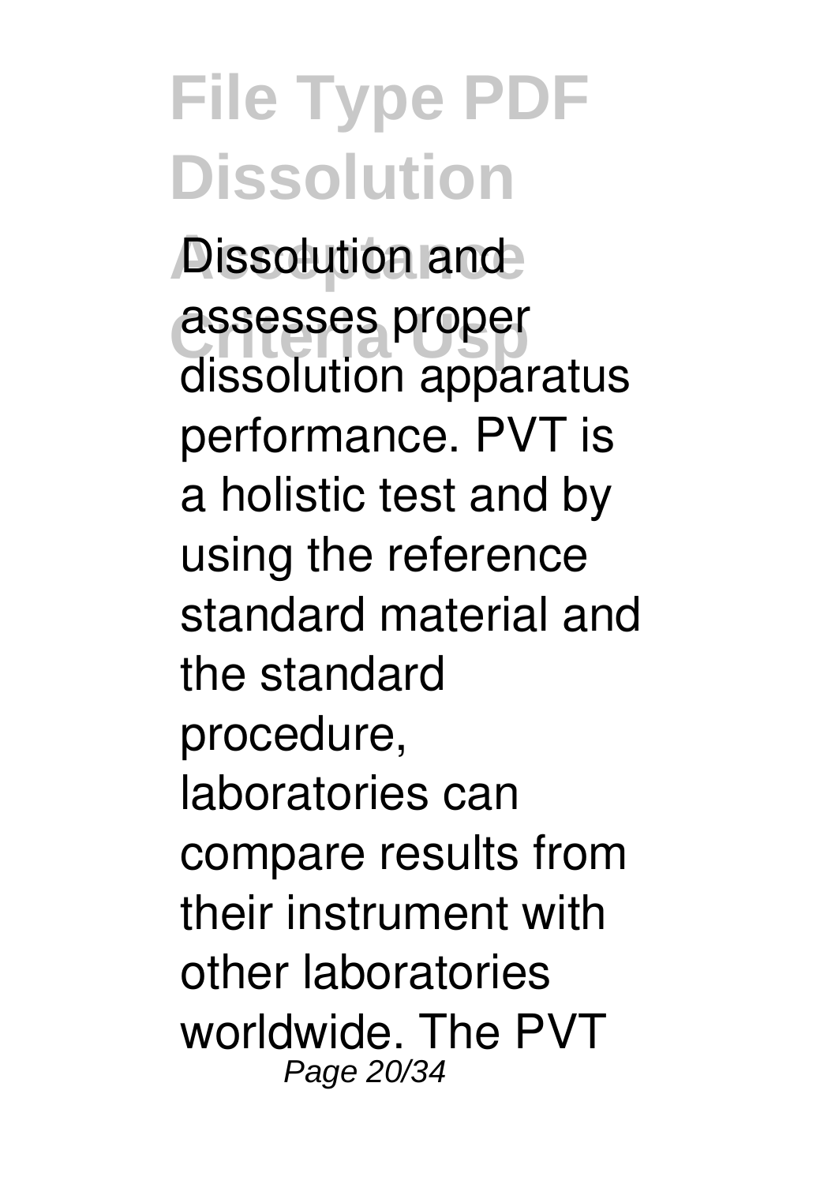Dissolution and assesses proper dissolution apparatus performance. PVT is a holistic test and by using the reference standard material and the standard procedure, laboratories can compare results from their instrument with other laboratories worldwide. The PVT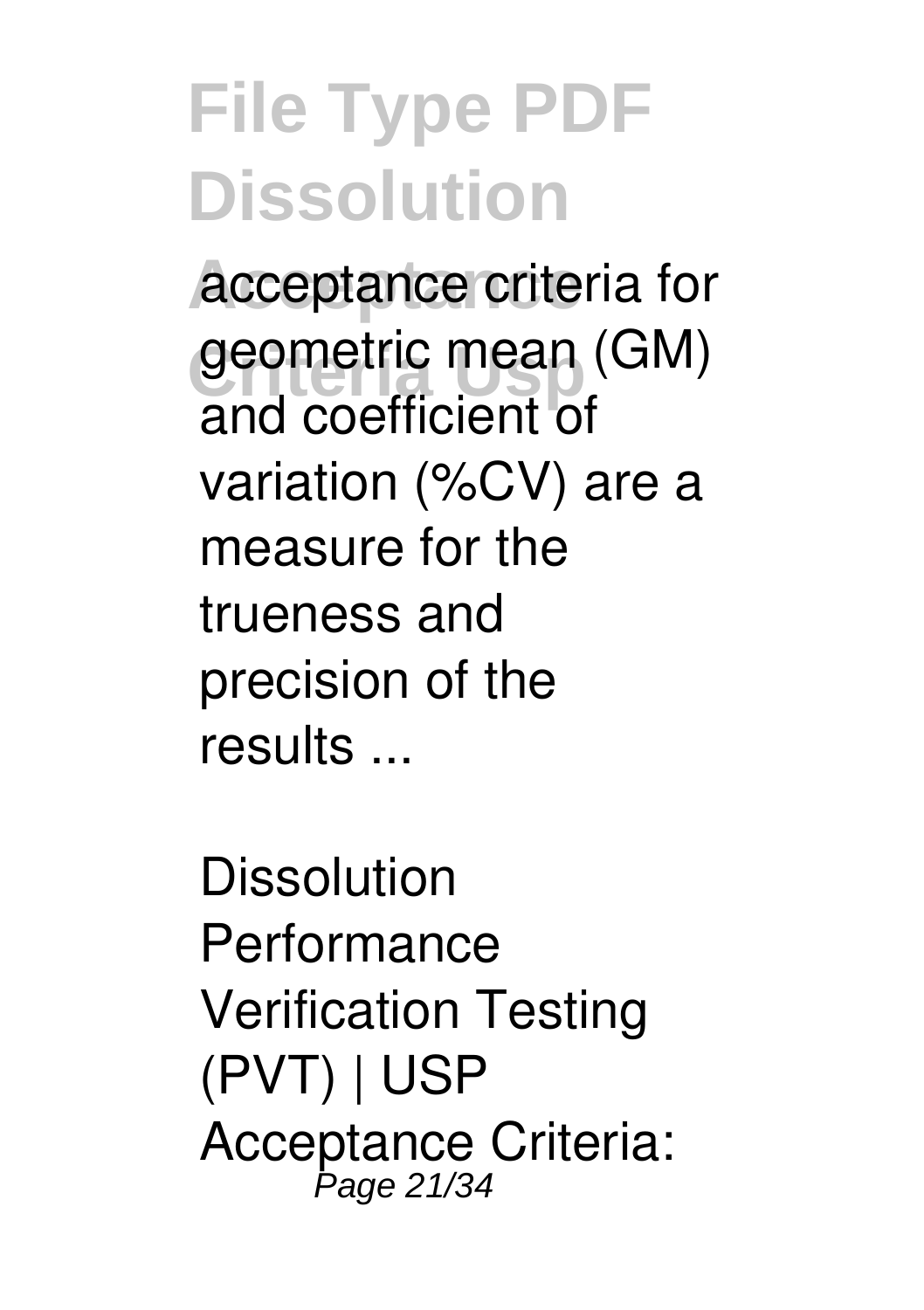acceptance criteria for geometric mean (GM) and coefficient of variation (%CV) are a measure for the trueness and precision of the results ...

Dissolution Performance Verification Testing (PVT) | USP Acceptance Criteria: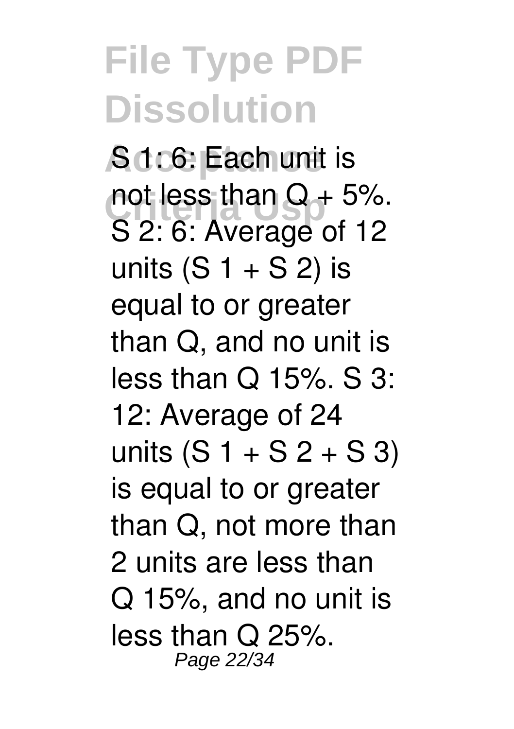S 1: 6: Each unit is not less than Q + 5%. S 2: 6: Average of 12 units (S 1 + S 2) is equal to or greater than Q, and no unit is less than Q 15%. S 3: 12: Average of 24 units (S 1 + S 2 + S 3) is equal to or greater than Q, not more than 2 units are less than Q 15%, and no unit is less than Q 25%.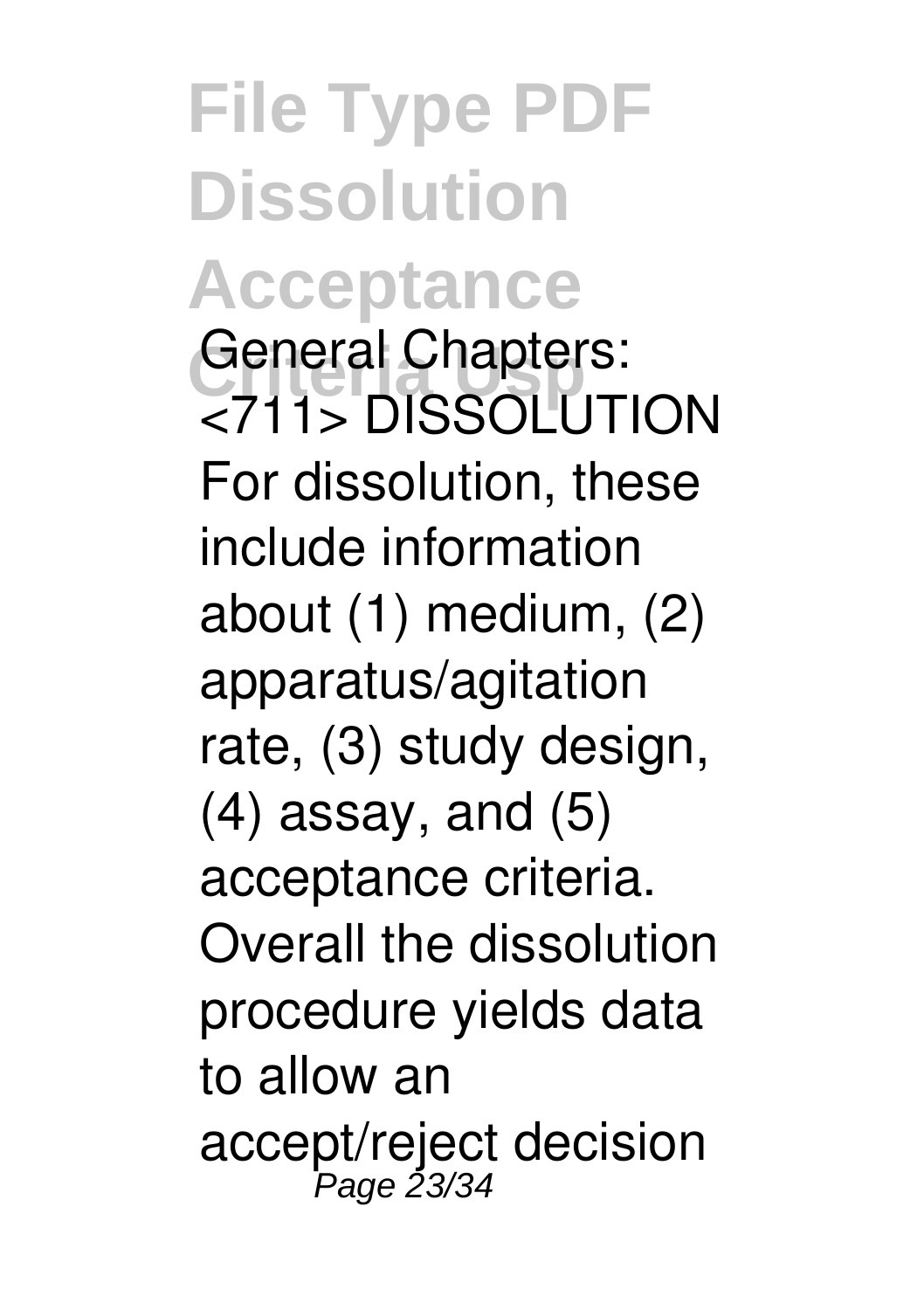**General Chapters: <711> DISSOLUTION**

For dissolution, these include information about (1) medium, (2) apparatus/agitation rate, (3) study design, (4) assay, and (5) acceptance criteria. Overall the dissolution procedure yields data to allow an accept/reject decision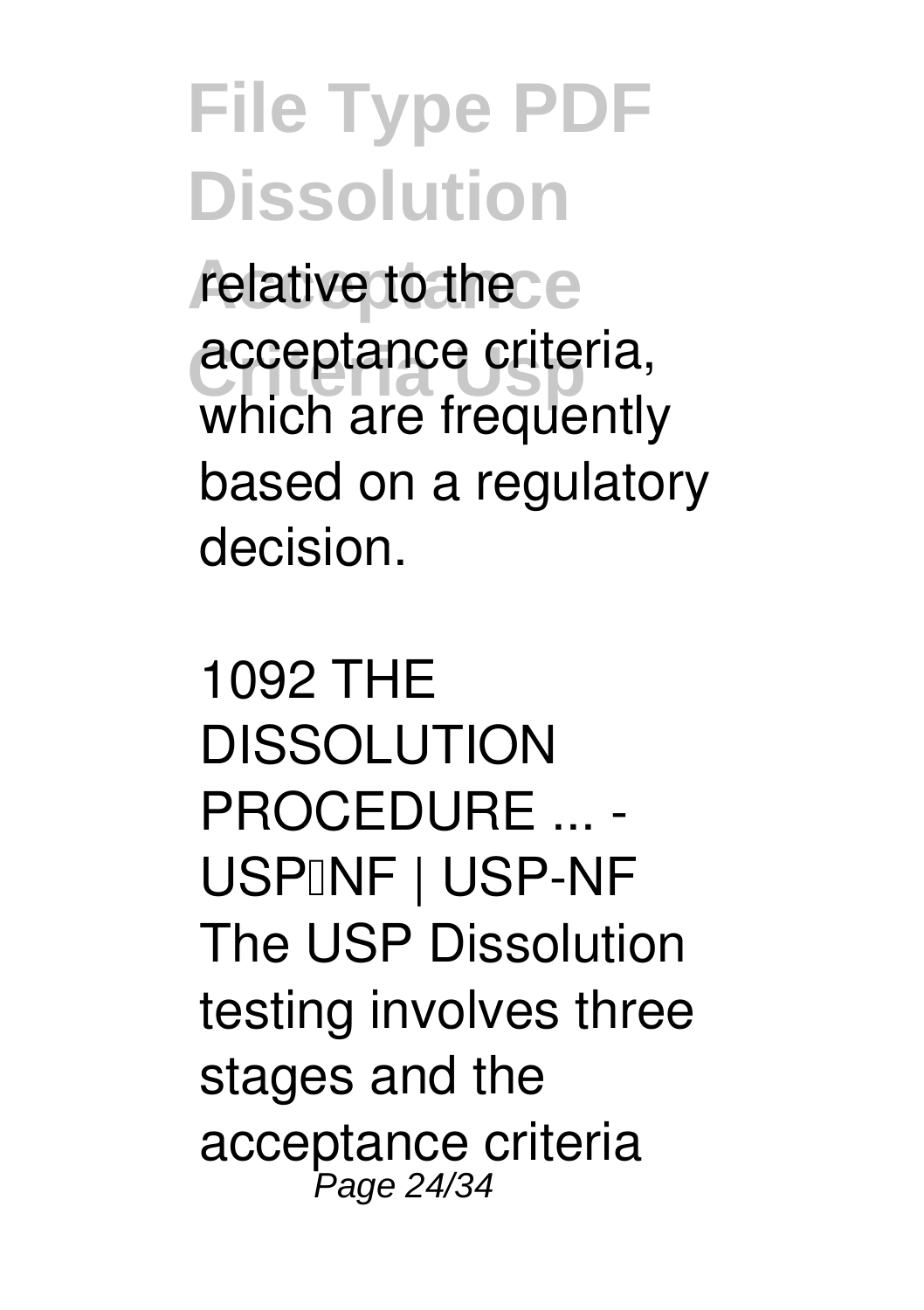relative to the acceptance criteria, which are frequently based on a regulatory decision.

*1092 THE DISSOLUTION PROCEDURE ... - USPNF | USP-NF*

The USP Dissolution testing involves three stages and the acceptance criteria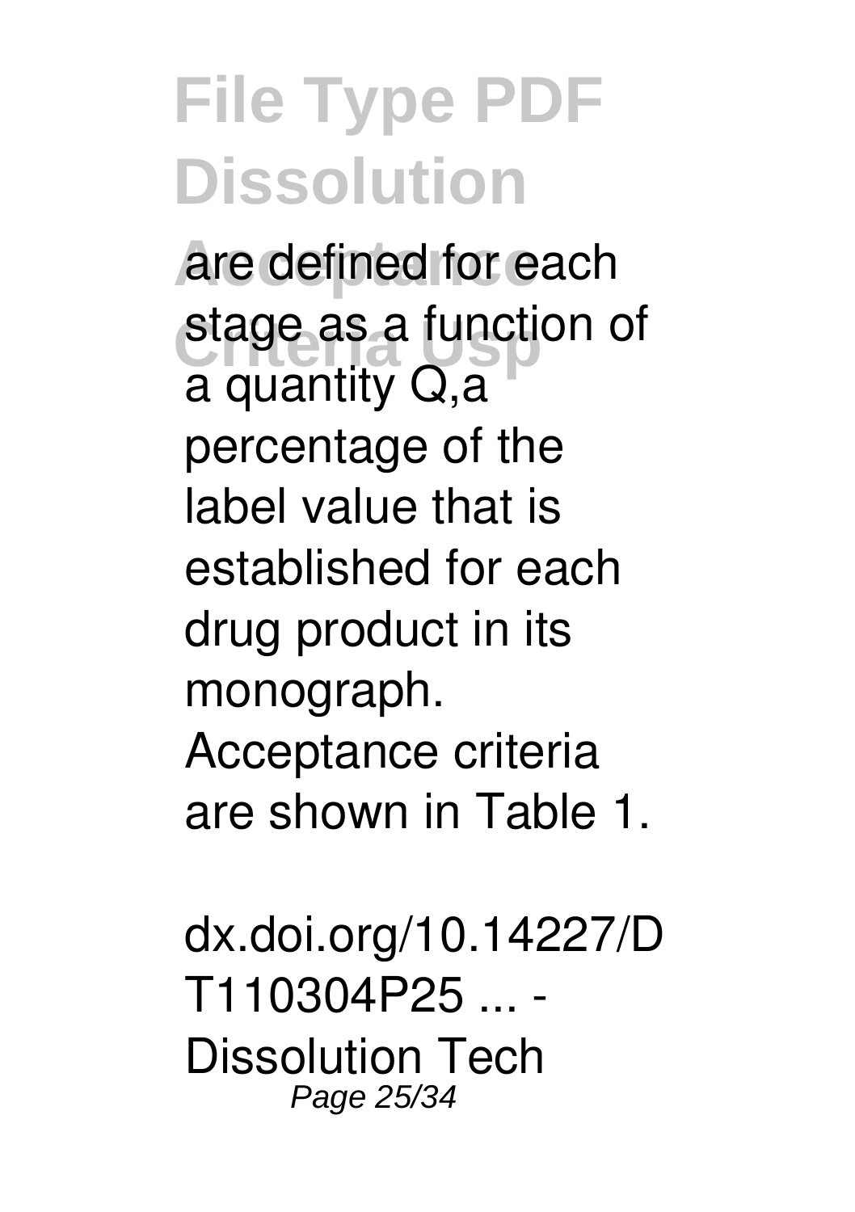are defined for each stage as a function of a quantity Q,a percentage of the label value that is established for each drug product in its monograph. Acceptance criteria are shown in Table 1.

dx.doi.org/10.14227/DT110304P25 ... - Dissolution Tech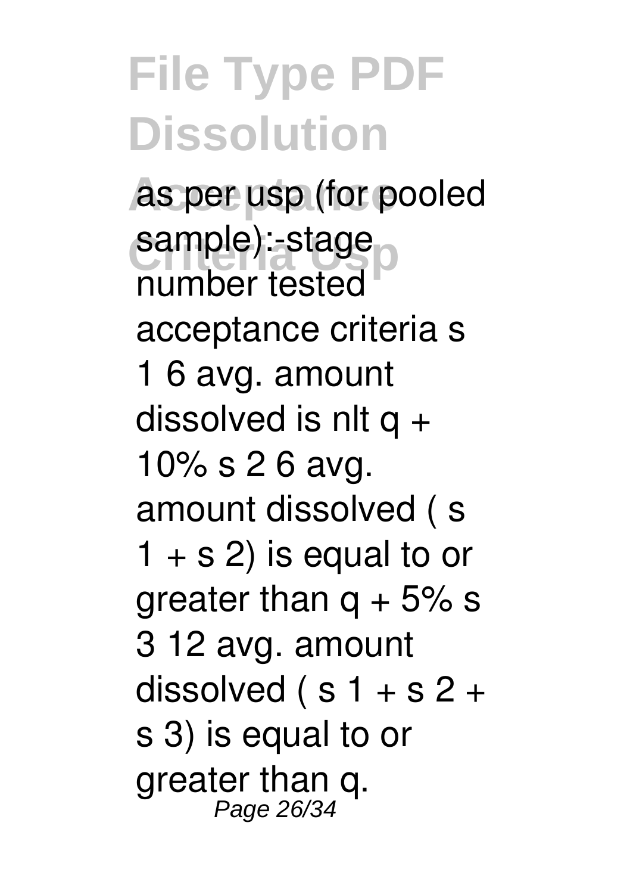as per usp (for pooled sample):-stage number tested acceptance criteria s 1 6 avg. amount dissolved is nlt q + 10% s 2 6 avg. amount dissolved ( s 1 + s 2) is equal to or greater than q + 5% s 3 12 avg. amount dissolved ( s 1 + s 2 + s 3) is equal to or greater than q.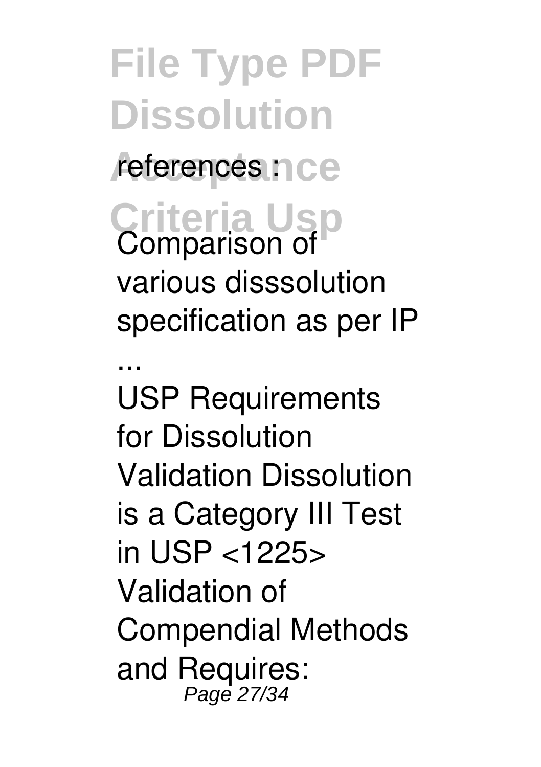references :

Comparison of various disssolution specification as per IP ...

USP Requirements for Dissolution Validation Dissolution is a Category III Test in USP <1225> Validation of Compendial Methods and Requires: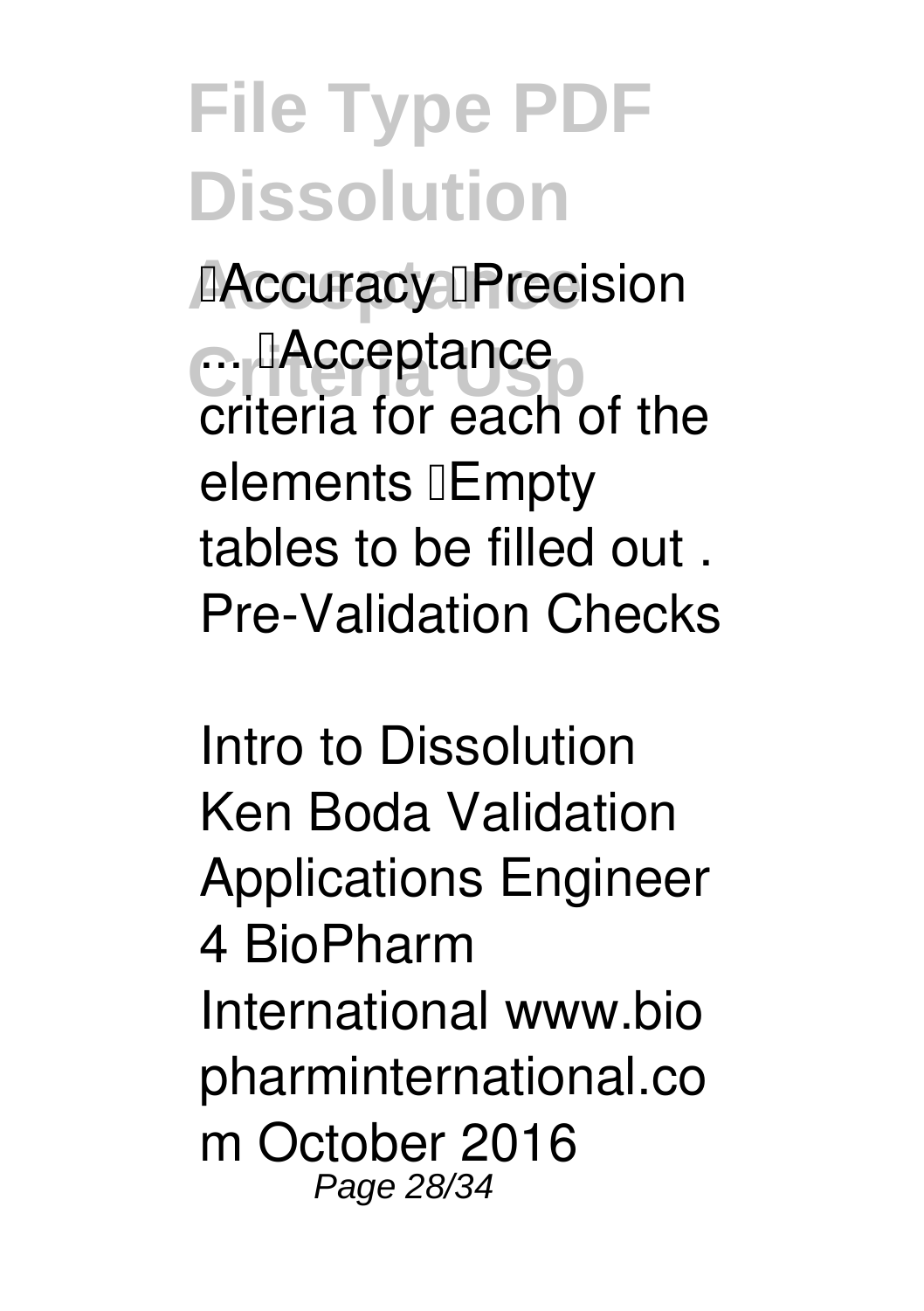Accuracy Precision ... Acceptance criteria for each of the elements Empty tables to be filled out . Pre-Validation Checks

Intro to Dissolution Ken Boda Validation Applications Engineer 4 BioPharm International www.biopharminternational.com October 2016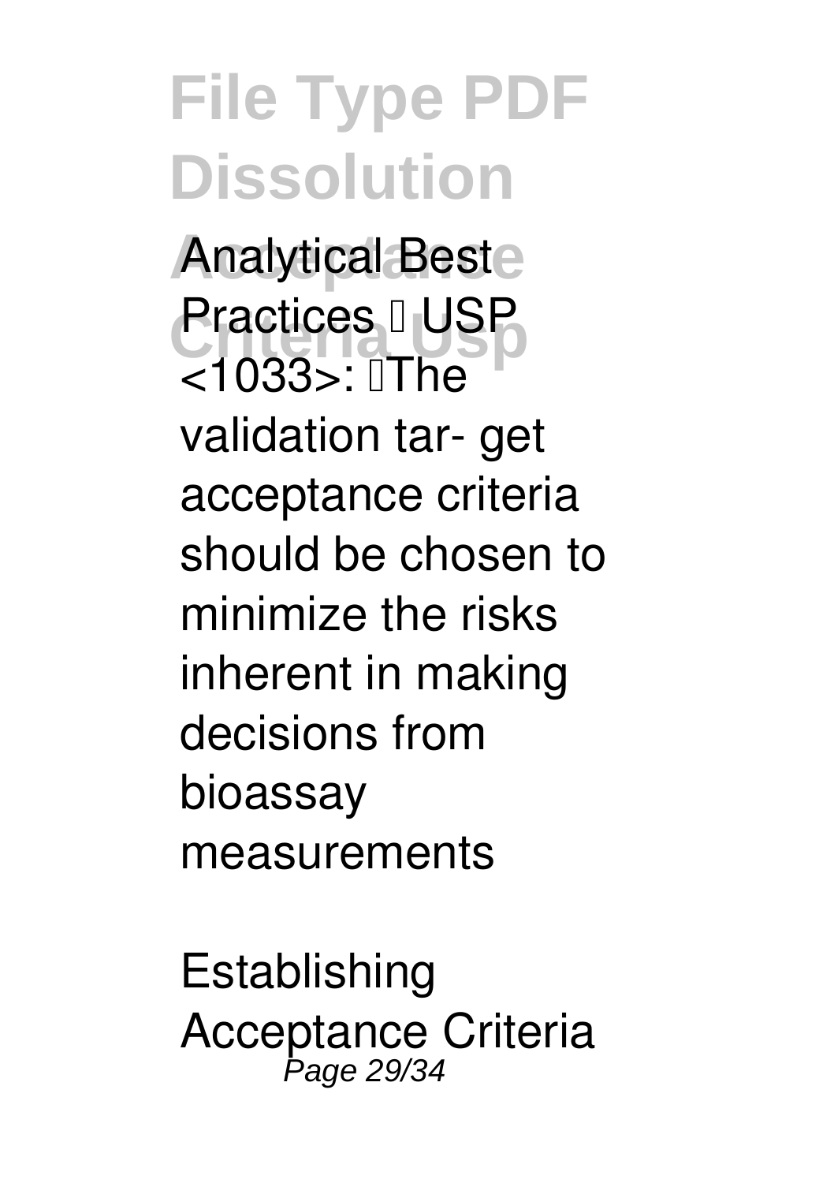Analytical Best Practices  USP <1033>: The validation tar- get acceptance criteria should be chosen to minimize the risks inherent in making decisions from bioassay measurements

Establishing Acceptance Criteria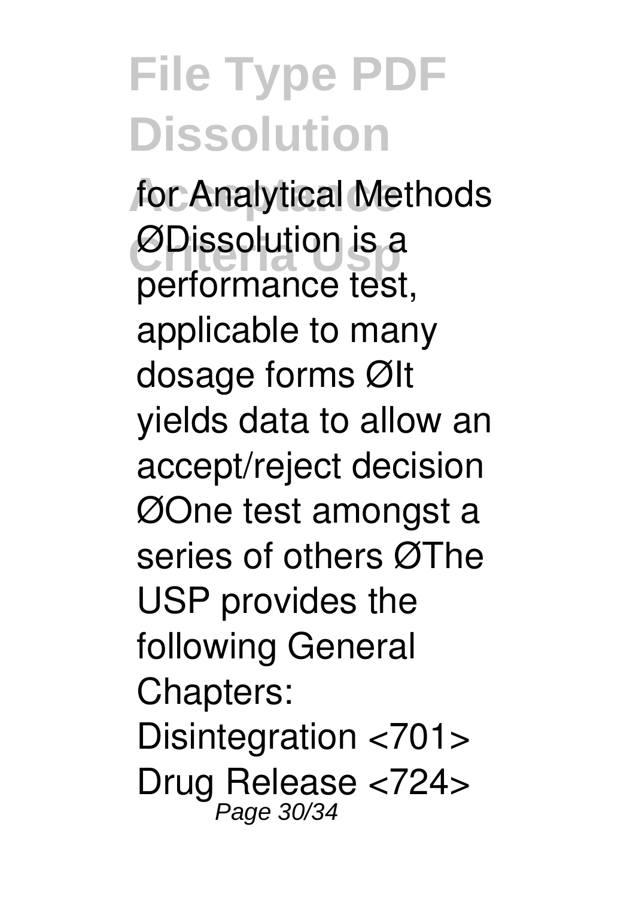for Analytical Methods ØDissolution is a performance test, applicable to many dosage forms ØIt yields data to allow an accept/reject decision ØOne test amongst a series of others ØThe USP provides the following General Chapters: Disintegration <701> Drug Release <724>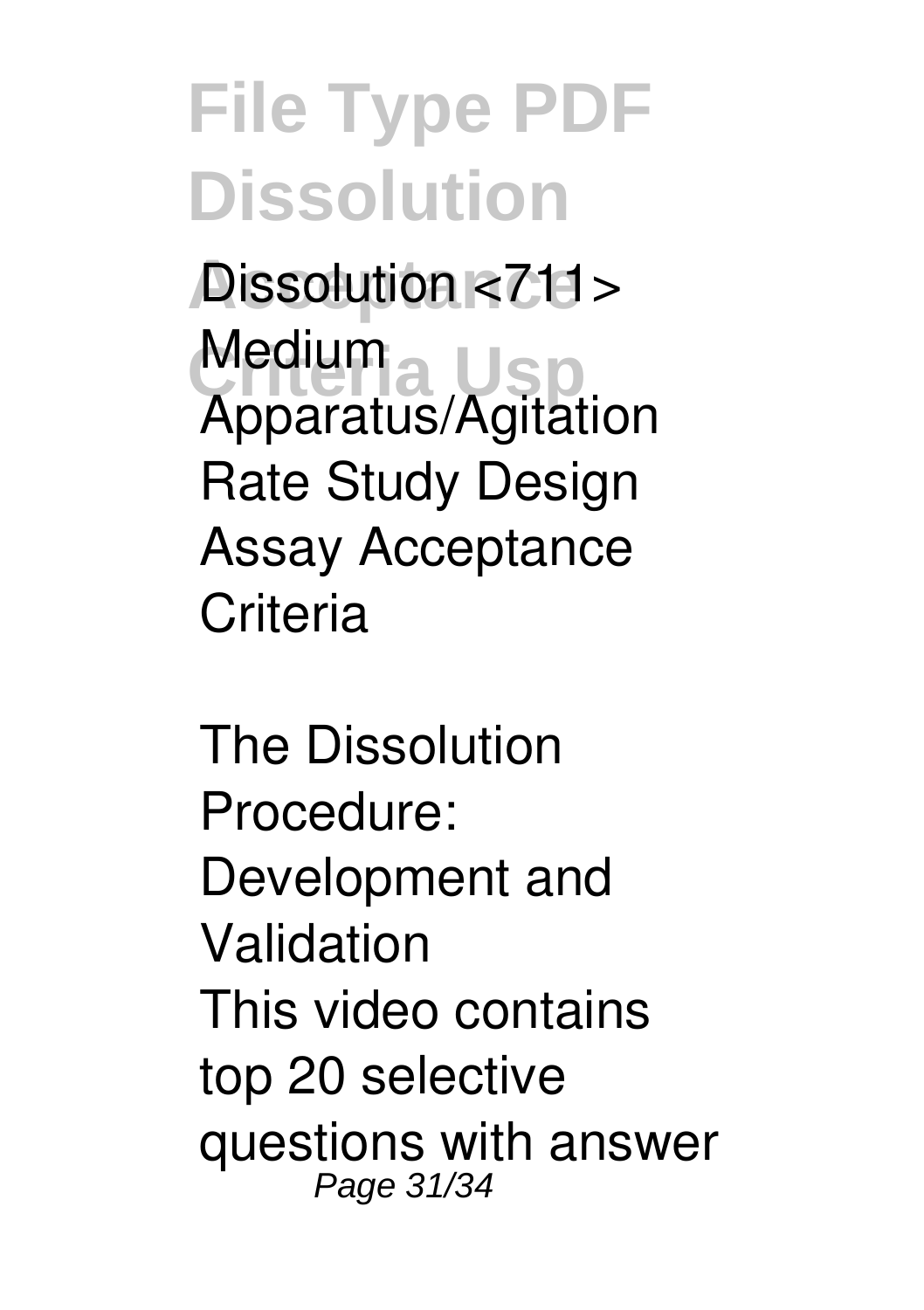Dissolution <711> Medium Apparatus/Agitation Rate Study Design Assay Acceptance Criteria

The Dissolution Procedure: Development and Validation

This video contains top 20 selective questions with answer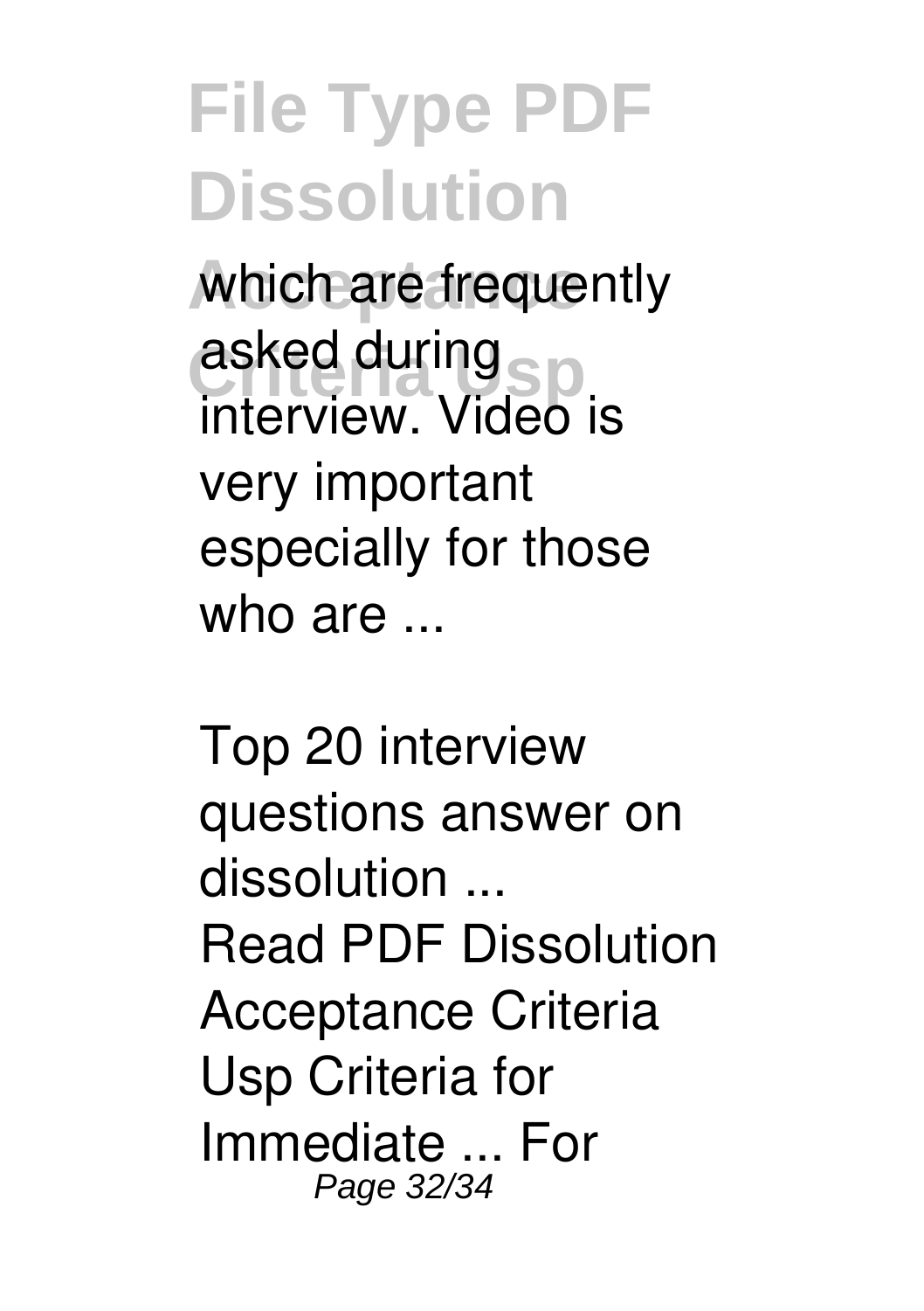which are frequently asked during interview. Video is very important especially for those who are ...

*Top 20 interview questions answer on dissolution ...*

Read PDF Dissolution Acceptance Criteria Usp Criteria for Immediate ... For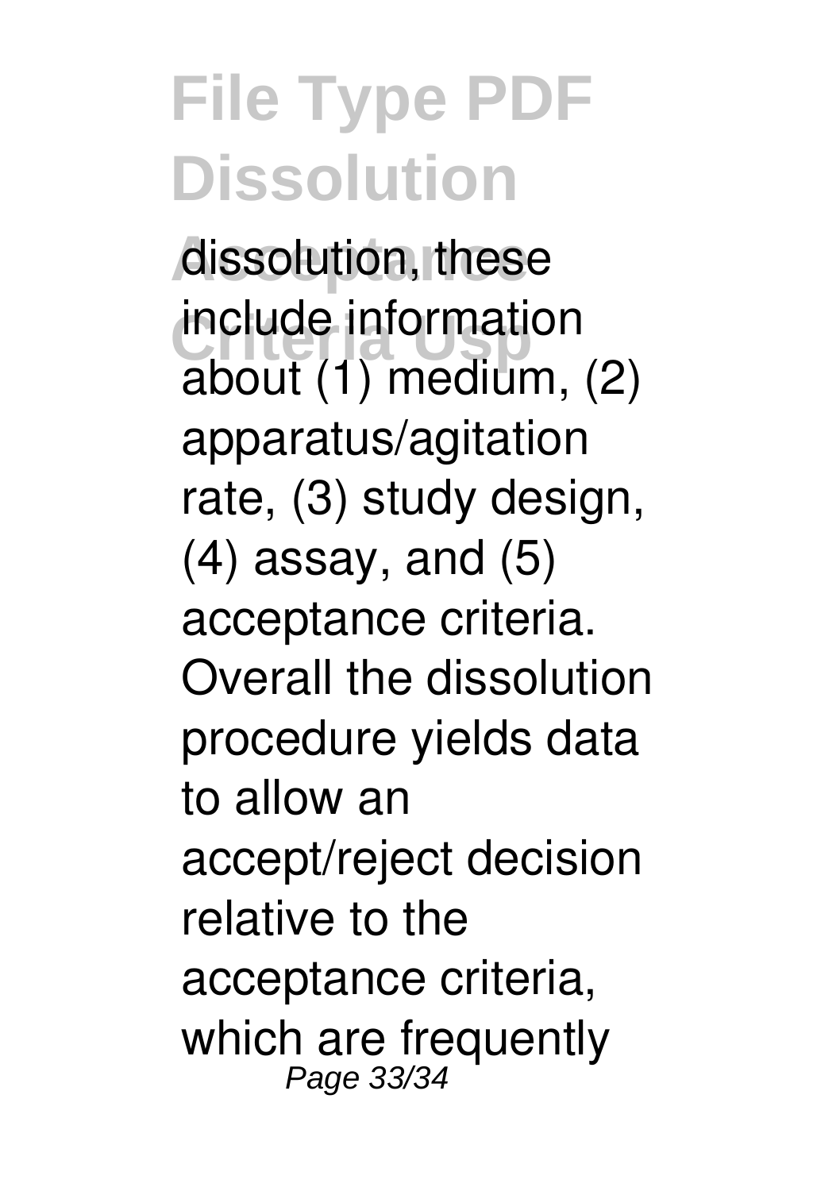dissolution, these include information about (1) medium, (2) apparatus/agitation rate, (3) study design, (4) assay, and (5) acceptance criteria. Overall the dissolution procedure yields data to allow an accept/reject decision relative to the acceptance criteria, which are frequently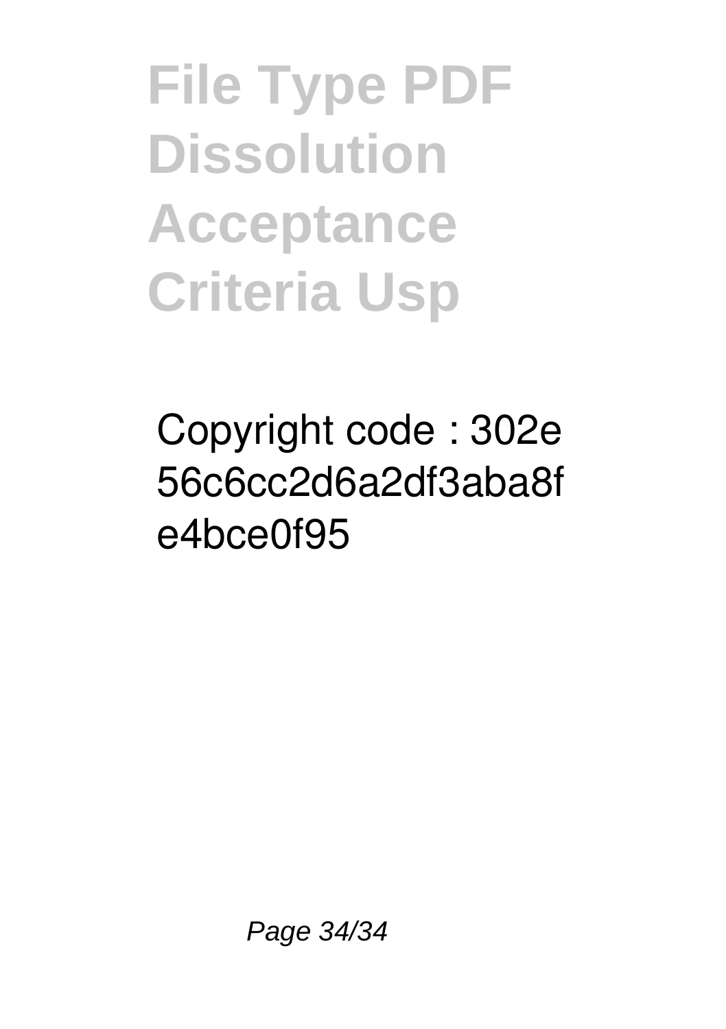Copyright code : 302e56c6cc2d6a2df3aba8fe4bce0f95